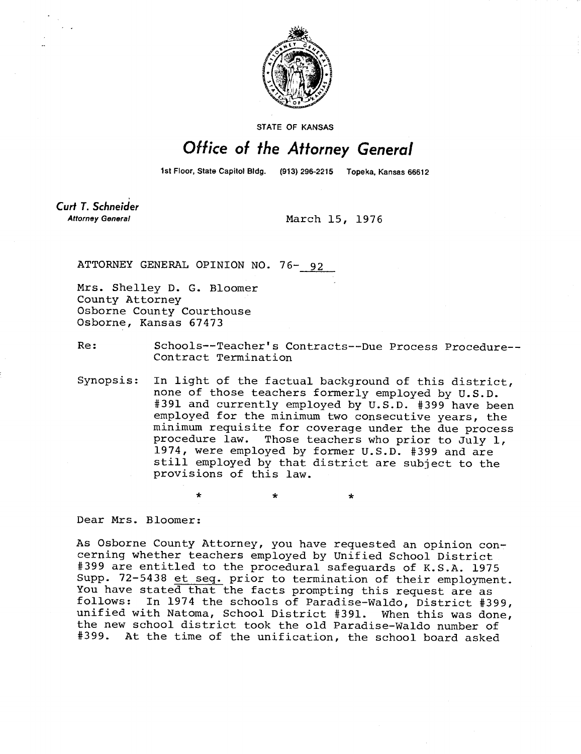STATE OF KANSAS

# Office of the Attorney General

1st Floor, State Capitol Bldg. (913) 296-2215 Topeka, Kansas 66612

**Curt T. Schneider**
*Attorney General*

March 15, 1976

ATTORNEY GENERAL OPINION NO. 76- 92

Mrs. Shelley D. G. Bloomer
County Attorney
Osborne County Courthouse
Osborne, Kansas 67473

Re: Schools--Teacher's Contracts--Due Process Procedure--Contract Termination

Synopsis: In light of the factual background of this district, none of those teachers formerly employed by U.S.D. #391 and currently employed by U.S.D. #399 have been employed for the minimum two consecutive years, the minimum requisite for coverage under the due process procedure law. Those teachers who prior to July 1, 1974, were employed by former U.S.D. #399 and are still employed by that district are subject to the provisions of this law.

\* \* \*

Dear Mrs. Bloomer:

As Osborne County Attorney, you have requested an opinion concerning whether teachers employed by Unified School District #399 are entitled to the procedural safeguards of K.S.A. 1975 Supp. 72-5438 et seq. prior to termination of their employment. You have stated that the facts prompting this request are as follows: In 1974 the schools of Paradise-Waldo, District #399, unified with Natoma, School District #391. When this was done, the new school district took the old Paradise-Waldo number of #399. At the time of the unification, the school board asked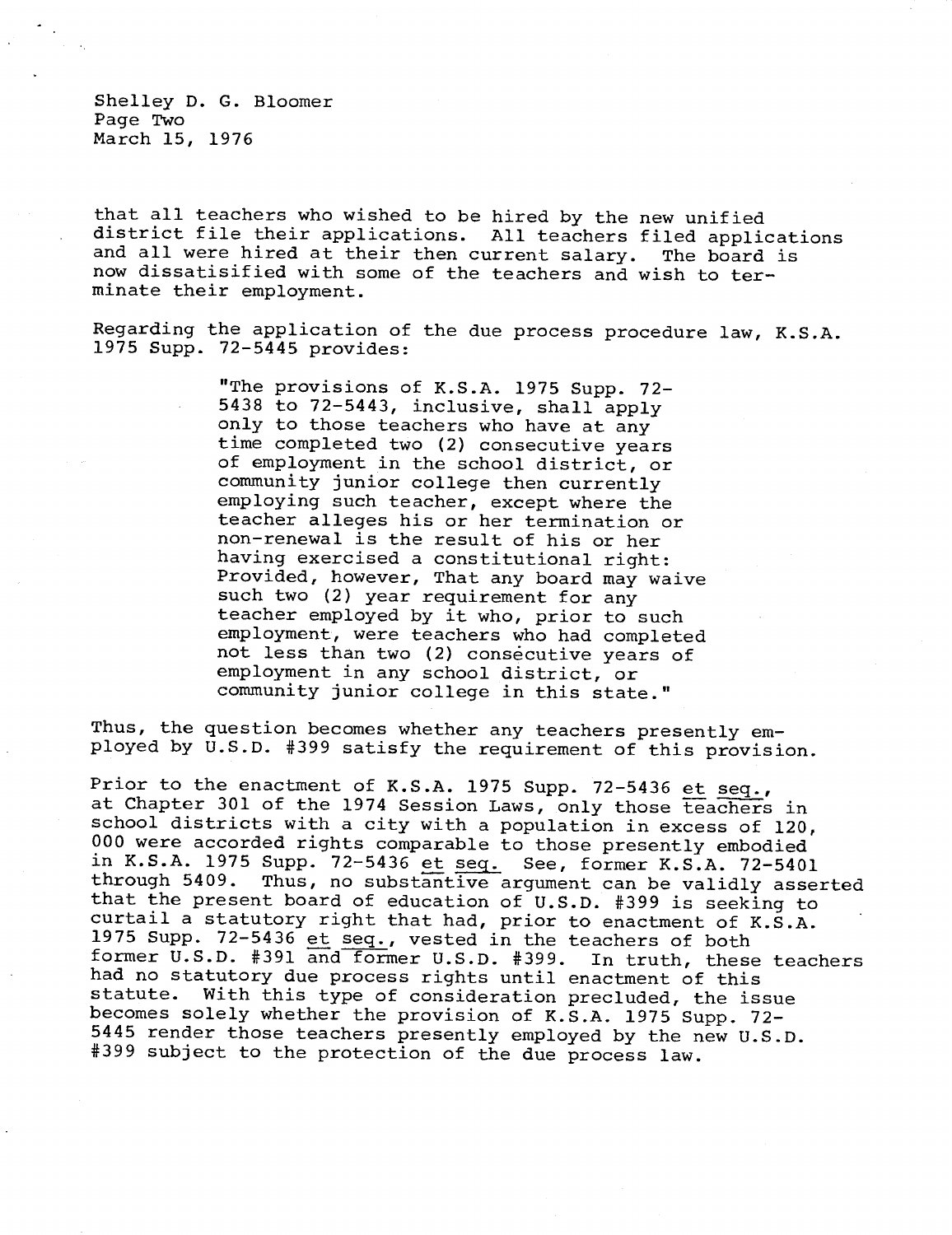that all teachers who wished to be hired by the new unified district file their applications. All teachers filed applications and all were hired at their then current salary. The board is now dissatisified with some of the teachers and wish to terminate their employment.

Regarding the application of the due process procedure law, K.S.A. 1975 Supp. 72-5445 provides:

> "The provisions of K.S.A. 1975 Supp. 72-5438 to 72-5443, inclusive, shall apply only to those teachers who have at any time completed two (2) consecutive years of employment in the school district, or community junior college then currently employing such teacher, except where the teacher alleges his or her termination or non-renewal is the result of his or her having exercised a constitutional right: Provided, however, That any board may waive such two (2) year requirement for any teacher employed by it who, prior to such employment, were teachers who had completed not less than two (2) consecutive years of employment in any school district, or community junior college in this state."

Thus, the question becomes whether any teachers presently employed by U.S.D. #399 satisfy the requirement of this provision.

Prior to the enactment of K.S.A. 1975 Supp. 72-5436 et seq., at Chapter 301 of the 1974 Session Laws, only those teachers in school districts with a city with a population in excess of 120, 000 were accorded rights comparable to those presently embodied in K.S.A. 1975 Supp. 72-5436 et seq. See, former K.S.A. 72-5401 through 5409. Thus, no substantive argument can be validly asserted that the present board of education of U.S.D. #399 is seeking to curtail a statutory right that had, prior to enactment of K.S.A. 1975 Supp. 72-5436 et seq., vested in the teachers of both former U.S.D. #391 and former U.S.D. #399. In truth, these teachers had no statutory due process rights until enactment of this statute. With this type of consideration precluded, the issue becomes solely whether the provision of K.S.A. 1975 Supp. 72-5445 render those teachers presently employed by the new U.S.D. #399 subject to the protection of the due process law.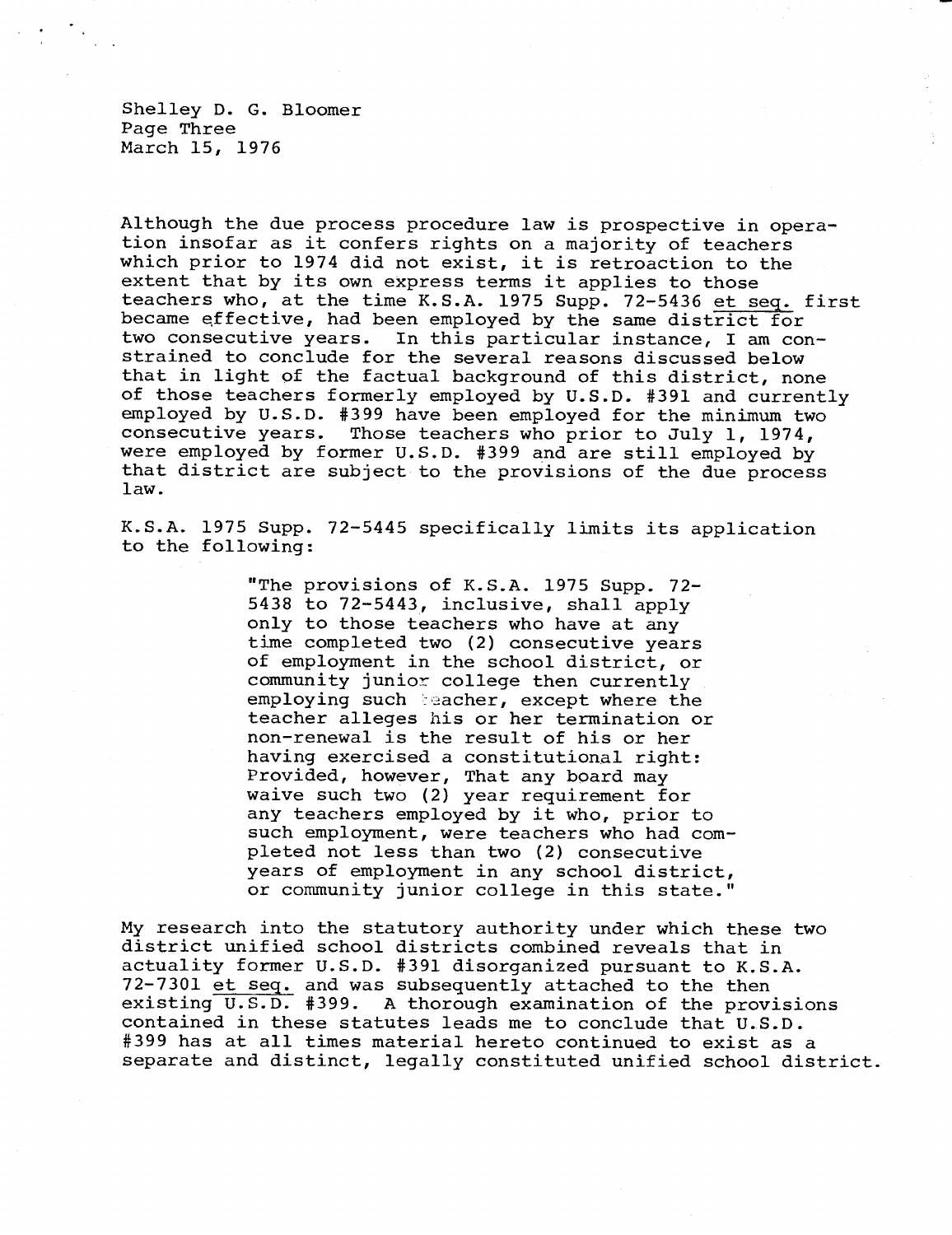Although the due process procedure law is prospective in operation insofar as it confers rights on a majority of teachers which prior to 1974 did not exist, it is retroaction to the extent that by its own express terms it applies to those teachers who, at the time K.S.A. 1975 Supp. 72-5436 et seq. first became effective, had been employed by the same district for two consecutive years. In this particular instance, I am constrained to conclude for the several reasons discussed below that in light of the factual background of this district, none of those teachers formerly employed by U.S.D. #391 and currently employed by U.S.D. #399 have been employed for the minimum two consecutive years. Those teachers who prior to July 1, 1974, were employed by former U.S.D. #399 and are still employed by that district are subject to the provisions of the due process law.

K.S.A. 1975 Supp. 72-5445 specifically limits its application to the following:

> "The provisions of K.S.A. 1975 Supp. 72-5438 to 72-5443, inclusive, shall apply only to those teachers who have at any time completed two (2) consecutive years of employment in the school district, or community junior college then currently employing such teacher, except where the teacher alleges his or her termination or non-renewal is the result of his or her having exercised a constitutional right: Provided, however, That any board may waive such two (2) year requirement for any teachers employed by it who, prior to such employment, were teachers who had completed not less than two (2) consecutive years of employment in any school district, or community junior college in this state."

My research into the statutory authority under which these two district unified school districts combined reveals that in actuality former U.S.D. #391 disorganized pursuant to K.S.A. 72-7301 et seq. and was subsequently attached to the then existing U.S.D. #399. A thorough examination of the provisions contained in these statutes leads me to conclude that U.S.D. #399 has at all times material hereto continued to exist as a separate and distinct, legally constituted unified school district.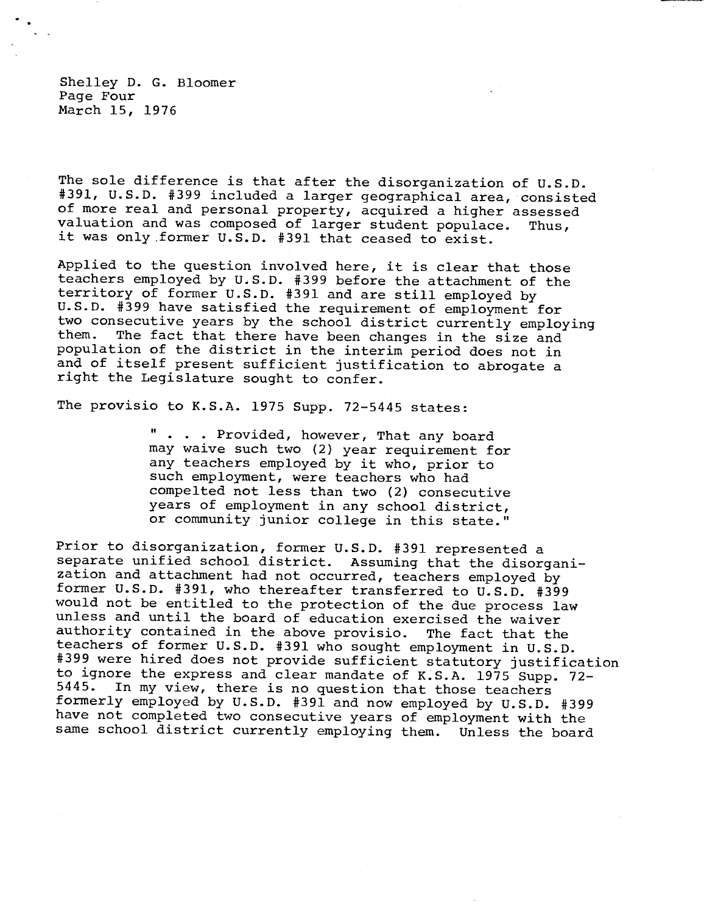The sole difference is that after the disorganization of U.S.D. #391, U.S.D. #399 included a larger geographical area, consisted of more real and personal property, acquired a higher assessed valuation and was composed of larger student populace. Thus, it was only former U.S.D. #391 that ceased to exist.

Applied to the question involved here, it is clear that those teachers employed by U.S.D. #399 before the attachment of the territory of former U.S.D. #391 and are still employed by U.S.D. #399 have satisfied the requirement of employment for two consecutive years by the school district currently employing them. The fact that there have been changes in the size and population of the district in the interim period does not in and of itself present sufficient justification to abrogate a right the Legislature sought to confer.

The provisio to K.S.A. 1975 Supp. 72-5445 states:

> " . . . Provided, however, That any board may waive such two (2) year requirement for any teachers employed by it who, prior to such employment, were teachers who had compelted not less than two (2) consecutive years of employment in any school district, or community junior college in this state."

Prior to disorganization, former U.S.D. #391 represented a separate unified school district. Assuming that the disorganization and attachment had not occurred, teachers employed by former U.S.D. #391, who thereafter transferred to U.S.D. #399 would not be entitled to the protection of the due process law unless and until the board of education exercised the waiver authority contained in the above provisio. The fact that the teachers of former U.S.D. #391 who sought employment in U.S.D. #399 were hired does not provide sufficient statutory justification to ignore the express and clear mandate of K.S.A. 1975 Supp. 72-5445. In my view, there is no question that those teachers formerly employed by U.S.D. #391 and now employed by U.S.D. #399 have not completed two consecutive years of employment with the same school district currently employing them. Unless the board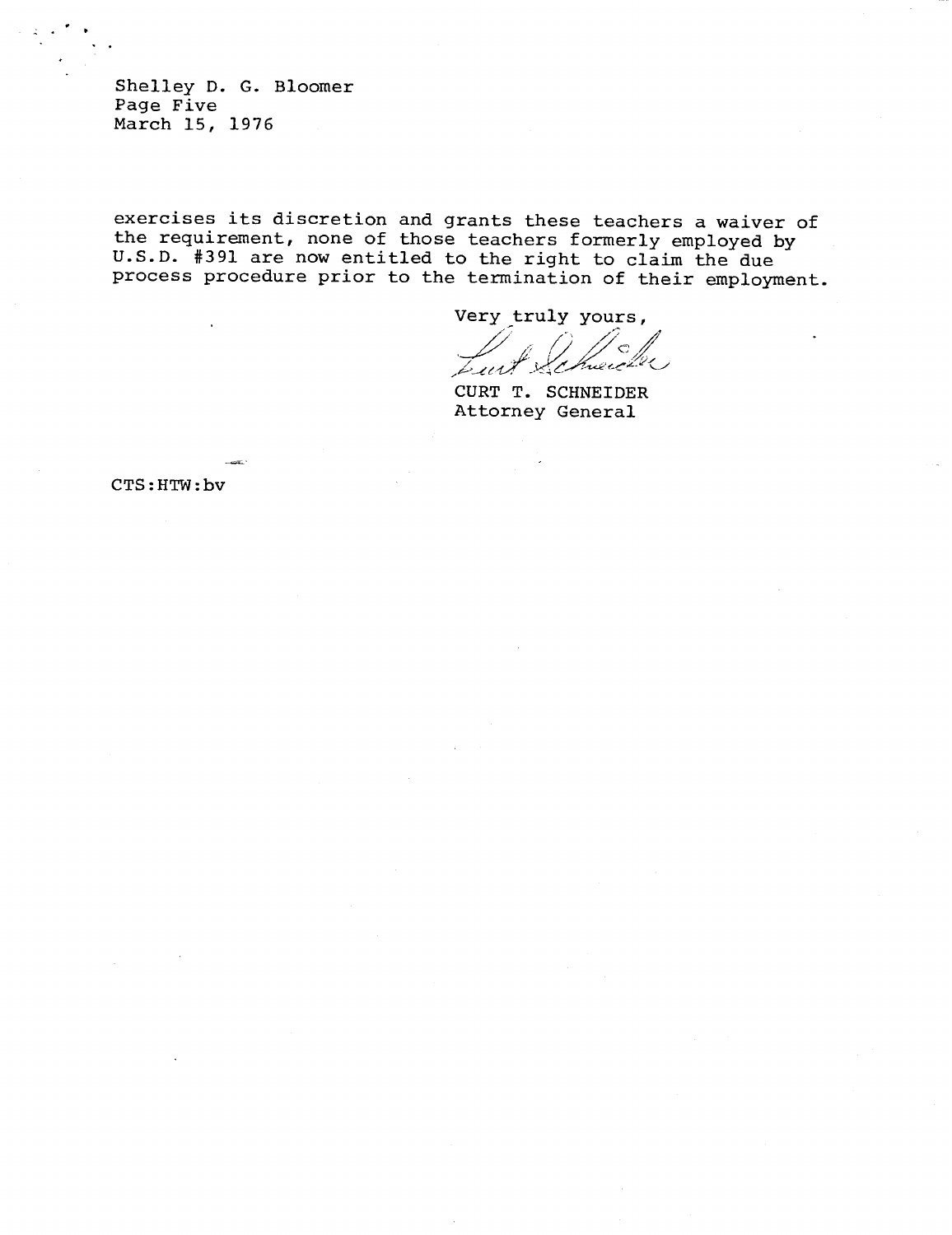Shelley D. G. Bloomer
Page Five
March 15, 1976

exercises its discretion and grants these teachers a waiver of the requirement, none of those teachers formerly employed by U.S.D. #391 are now entitled to the right to claim the due process procedure prior to the termination of their employment.

Very truly yours,

CURT T. SCHNEIDER
Attorney General

CTS:HTW:bv